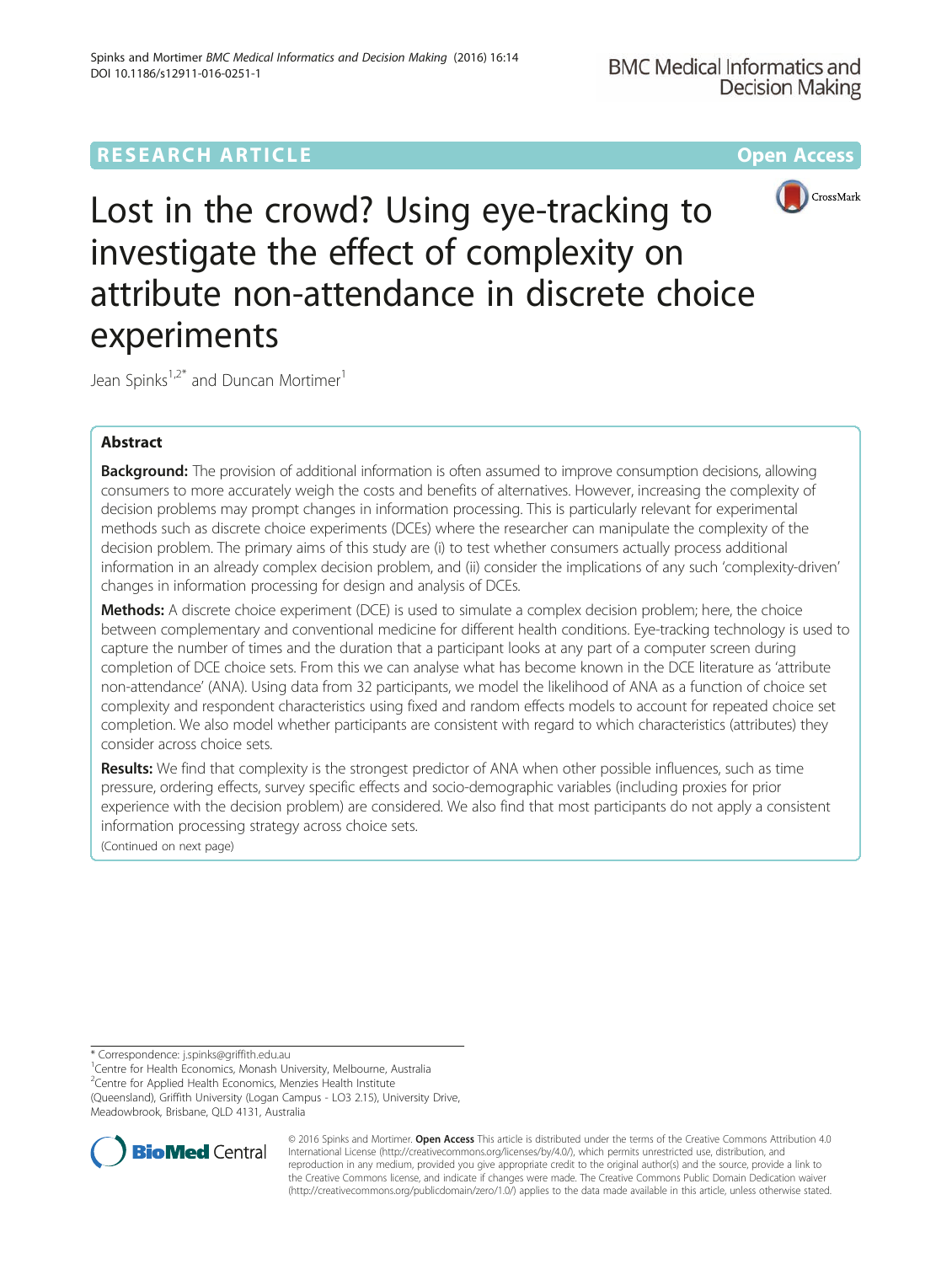RESEARCH ARTICLE

Open Access

# Lost in the crowd? Using eye-tracking to investigate the effect of complexity on attribute non-attendance in discrete choice experiments

Jean Spinks[1,2*] and Duncan Mortimer[1]

## Abstract

**Background:** The provision of additional information is often assumed to improve consumption decisions, allowing consumers to more accurately weigh the costs and benefits of alternatives. However, increasing the complexity of decision problems may prompt changes in information processing. This is particularly relevant for experimental methods such as discrete choice experiments (DCEs) where the researcher can manipulate the complexity of the decision problem. The primary aims of this study are (i) to test whether consumers actually process additional information in an already complex decision problem, and (ii) consider the implications of any such 'complexity-driven' changes in information processing for design and analysis of DCEs.

**Methods:** A discrete choice experiment (DCE) is used to simulate a complex decision problem; here, the choice between complementary and conventional medicine for different health conditions. Eye-tracking technology is used to capture the number of times and the duration that a participant looks at any part of a computer screen during completion of DCE choice sets. From this we can analyse what has become known in the DCE literature as 'attribute non-attendance' (ANA). Using data from 32 participants, we model the likelihood of ANA as a function of choice set complexity and respondent characteristics using fixed and random effects models to account for repeated choice set completion. We also model whether participants are consistent with regard to which characteristics (attributes) they consider across choice sets.

**Results:** We find that complexity is the strongest predictor of ANA when other possible influences, such as time pressure, ordering effects, survey specific effects and socio-demographic variables (including proxies for prior experience with the decision problem) are considered. We also find that most participants do not apply a consistent information processing strategy across choice sets.

(Continued on next page)

\* Correspondence: j.spinks@griffith.edu.au
[1]Centre for Health Economics, Monash University, Melbourne, Australia
[2]Centre for Applied Health Economics, Menzies Health Institute (Queensland), Griffith University (Logan Campus - LO3 2.15), University Drive, Meadowbrook, Brisbane, QLD 4131, Australia

© 2016 Spinks and Mortimer. **Open Access** This article is distributed under the terms of the Creative Commons Attribution 4.0 International License (http://creativecommons.org/licenses/by/4.0/), which permits unrestricted use, distribution, and reproduction in any medium, provided you give appropriate credit to the original author(s) and the source, provide a link to the Creative Commons license, and indicate if changes were made. The Creative Commons Public Domain Dedication waiver (http://creativecommons.org/publicdomain/zero/1.0/) applies to the data made available in this article, unless otherwise stated.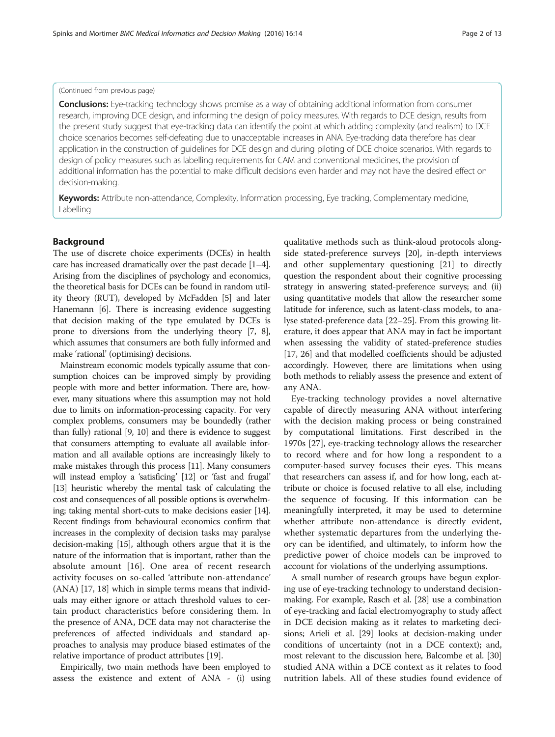(Continued from previous page)

**Conclusions:** Eye-tracking technology shows promise as a way of obtaining additional information from consumer research, improving DCE design, and informing the design of policy measures. With regards to DCE design, results from the present study suggest that eye-tracking data can identify the point at which adding complexity (and realism) to DCE choice scenarios becomes self-defeating due to unacceptable increases in ANA. Eye-tracking data therefore has clear application in the construction of guidelines for DCE design and during piloting of DCE choice scenarios. With regards to design of policy measures such as labelling requirements for CAM and conventional medicines, the provision of additional information has the potential to make difficult decisions even harder and may not have the desired effect on decision-making.

**Keywords:** Attribute non-attendance, Complexity, Information processing, Eye tracking, Complementary medicine, Labelling

## Background

The use of discrete choice experiments (DCEs) in health care has increased dramatically over the past decade [1–4]. Arising from the disciplines of psychology and economics, the theoretical basis for DCEs can be found in random utility theory (RUT), developed by McFadden [5] and later Hanemann [6]. There is increasing evidence suggesting that decision making of the type emulated by DCEs is prone to diversions from the underlying theory [7, 8], which assumes that consumers are both fully informed and make 'rational' (optimising) decisions.

Mainstream economic models typically assume that consumption choices can be improved simply by providing people with more and better information. There are, however, many situations where this assumption may not hold due to limits on information-processing capacity. For very complex problems, consumers may be boundedly (rather than fully) rational [9, 10] and there is evidence to suggest that consumers attempting to evaluate all available information and all available options are increasingly likely to make mistakes through this process [11]. Many consumers will instead employ a 'satisficing' [12] or 'fast and frugal' [13] heuristic whereby the mental task of calculating the cost and consequences of all possible options is overwhelming; taking mental short-cuts to make decisions easier [14]. Recent findings from behavioural economics confirm that increases in the complexity of decision tasks may paralyse decision-making [15], although others argue that it is the nature of the information that is important, rather than the absolute amount [16]. One area of recent research activity focuses on so-called 'attribute non-attendance' (ANA) [17, 18] which in simple terms means that individuals may either ignore or attach threshold values to certain product characteristics before considering them. In the presence of ANA, DCE data may not characterise the preferences of affected individuals and standard approaches to analysis may produce biased estimates of the relative importance of product attributes [19].

Empirically, two main methods have been employed to assess the existence and extent of ANA - (i) using qualitative methods such as think-aloud protocols alongside stated-preference surveys [20], in-depth interviews and other supplementary questioning [21] to directly question the respondent about their cognitive processing strategy in answering stated-preference surveys; and (ii) using quantitative models that allow the researcher some latitude for inference, such as latent-class models, to analyse stated-preference data [22–25]. From this growing literature, it does appear that ANA may in fact be important when assessing the validity of stated-preference studies [17, 26] and that modelled coefficients should be adjusted accordingly. However, there are limitations when using both methods to reliably assess the presence and extent of any ANA.

Eye-tracking technology provides a novel alternative capable of directly measuring ANA without interfering with the decision making process or being constrained by computational limitations. First described in the 1970s [27], eye-tracking technology allows the researcher to record where and for how long a respondent to a computer-based survey focuses their eyes. This means that researchers can assess if, and for how long, each attribute or choice is focused relative to all else, including the sequence of focusing. If this information can be meaningfully interpreted, it may be used to determine whether attribute non-attendance is directly evident, whether systematic departures from the underlying theory can be identified, and ultimately, to inform how the predictive power of choice models can be improved to account for violations of the underlying assumptions.

A small number of research groups have begun exploring use of eye-tracking technology to understand decision-making. For example, Rasch et al. [28] use a combination of eye-tracking and facial electromyography to study affect in DCE decision making as it relates to marketing decisions; Arieli et al. [29] looks at decision-making under conditions of uncertainty (not in a DCE context); and, most relevant to the discussion here, Balcombe et al. [30] studied ANA within a DCE context as it relates to food nutrition labels. All of these studies found evidence of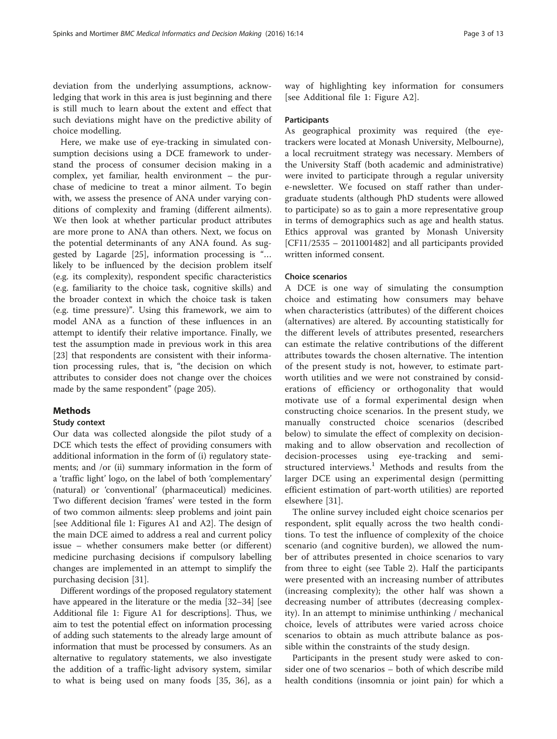deviation from the underlying assumptions, acknowledging that work in this area is just beginning and there is still much to learn about the extent and effect that such deviations might have on the predictive ability of choice modelling.

Here, we make use of eye-tracking in simulated consumption decisions using a DCE framework to understand the process of consumer decision making in a complex, yet familiar, health environment – the purchase of medicine to treat a minor ailment. To begin with, we assess the presence of ANA under varying conditions of complexity and framing (different ailments). We then look at whether particular product attributes are more prone to ANA than others. Next, we focus on the potential determinants of any ANA found. As suggested by Lagarde [25], information processing is "… likely to be influenced by the decision problem itself (e.g. its complexity), respondent specific characteristics (e.g. familiarity to the choice task, cognitive skills) and the broader context in which the choice task is taken (e.g. time pressure)". Using this framework, we aim to model ANA as a function of these influences in an attempt to identify their relative importance. Finally, we test the assumption made in previous work in this area [23] that respondents are consistent with their information processing rules, that is, "the decision on which attributes to consider does not change over the choices made by the same respondent" (page 205).

## Methods

### Study context

Our data was collected alongside the pilot study of a DCE which tests the effect of providing consumers with additional information in the form of (i) regulatory statements; and /or (ii) summary information in the form of a 'traffic light' logo, on the label of both 'complementary' (natural) or 'conventional' (pharmaceutical) medicines. Two different decision 'frames' were tested in the form of two common ailments: sleep problems and joint pain [see Additional file 1: Figures A1 and A2]. The design of the main DCE aimed to address a real and current policy issue – whether consumers make better (or different) medicine purchasing decisions if compulsory labelling changes are implemented in an attempt to simplify the purchasing decision [31].

Different wordings of the proposed regulatory statement have appeared in the literature or the media [32–34] [see Additional file 1: Figure A1 for descriptions]. Thus, we aim to test the potential effect on information processing of adding such statements to the already large amount of information that must be processed by consumers. As an alternative to regulatory statements, we also investigate the addition of a traffic-light advisory system, similar to what is being used on many foods [35, 36], as a way of highlighting key information for consumers [see Additional file 1: Figure A2].

### Participants

As geographical proximity was required (the eye-trackers were located at Monash University, Melbourne), a local recruitment strategy was necessary. Members of the University Staff (both academic and administrative) were invited to participate through a regular university e-newsletter. We focused on staff rather than undergraduate students (although PhD students were allowed to participate) so as to gain a more representative group in terms of demographics such as age and health status. Ethics approval was granted by Monash University [CF11/2535 – 2011001482] and all participants provided written informed consent.

### Choice scenarios

A DCE is one way of simulating the consumption choice and estimating how consumers may behave when characteristics (attributes) of the different choices (alternatives) are altered. By accounting statistically for the different levels of attributes presented, researchers can estimate the relative contributions of the different attributes towards the chosen alternative. The intention of the present study is not, however, to estimate part-worth utilities and we were not constrained by considerations of efficiency or orthogonality that would motivate use of a formal experimental design when constructing choice scenarios. In the present study, we manually constructed choice scenarios (described below) to simulate the effect of complexity on decision-making and to allow observation and recollection of decision-processes using eye-tracking and semi-structured interviews.[1] Methods and results from the larger DCE using an experimental design (permitting efficient estimation of part-worth utilities) are reported elsewhere [31].

The online survey included eight choice scenarios per respondent, split equally across the two health conditions. To test the influence of complexity of the choice scenario (and cognitive burden), we allowed the number of attributes presented in choice scenarios to vary from three to eight (see Table 2). Half the participants were presented with an increasing number of attributes (increasing complexity); the other half was shown a decreasing number of attributes (decreasing complexity). In an attempt to minimise unthinking / mechanical choice, levels of attributes were varied across choice scenarios to obtain as much attribute balance as possible within the constraints of the study design.

Participants in the present study were asked to consider one of two scenarios – both of which describe mild health conditions (insomnia or joint pain) for which a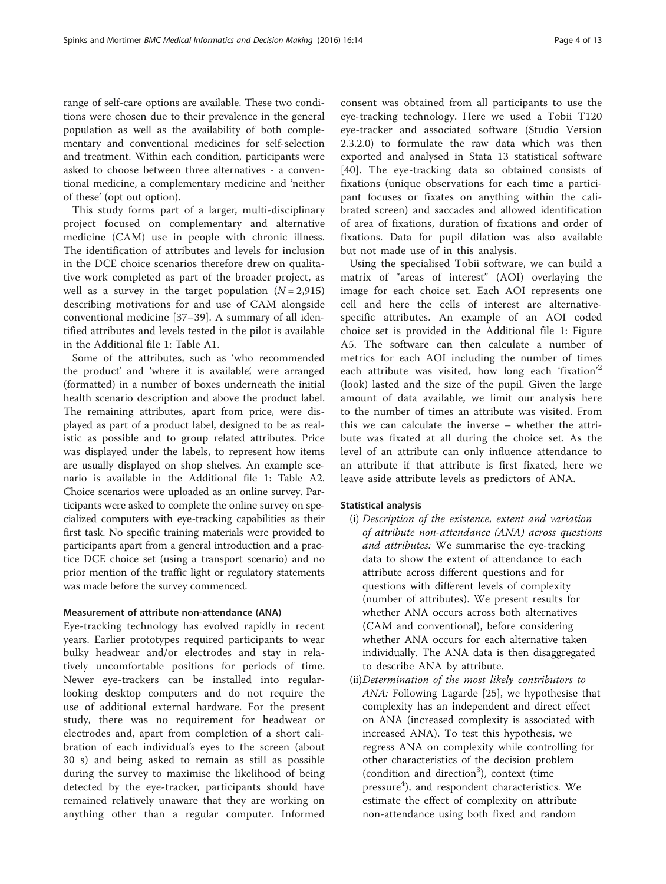range of self-care options are available. These two conditions were chosen due to their prevalence in the general population as well as the availability of both complementary and conventional medicines for self-selection and treatment. Within each condition, participants were asked to choose between three alternatives - a conventional medicine, a complementary medicine and 'neither of these' (opt out option).

This study forms part of a larger, multi-disciplinary project focused on complementary and alternative medicine (CAM) use in people with chronic illness. The identification of attributes and levels for inclusion in the DCE choice scenarios therefore drew on qualitative work completed as part of the broader project, as well as a survey in the target population ($N = 2{,}915$) describing motivations for and use of CAM alongside conventional medicine [37–39]. A summary of all identified attributes and levels tested in the pilot is available in the Additional file 1: Table A1.

Some of the attributes, such as 'who recommended the product' and 'where it is available', were arranged (formatted) in a number of boxes underneath the initial health scenario description and above the product label. The remaining attributes, apart from price, were displayed as part of a product label, designed to be as realistic as possible and to group related attributes. Price was displayed under the labels, to represent how items are usually displayed on shop shelves. An example scenario is available in the Additional file 1: Table A2. Choice scenarios were uploaded as an online survey. Participants were asked to complete the online survey on specialized computers with eye-tracking capabilities as their first task. No specific training materials were provided to participants apart from a general introduction and a practice DCE choice set (using a transport scenario) and no prior mention of the traffic light or regulatory statements was made before the survey commenced.

#### Measurement of attribute non-attendance (ANA)

Eye-tracking technology has evolved rapidly in recent years. Earlier prototypes required participants to wear bulky headwear and/or electrodes and stay in relatively uncomfortable positions for periods of time. Newer eye-trackers can be installed into regular-looking desktop computers and do not require the use of additional external hardware. For the present study, there was no requirement for headwear or electrodes and, apart from completion of a short calibration of each individual's eyes to the screen (about 30 s) and being asked to remain as still as possible during the survey to maximise the likelihood of being detected by the eye-tracker, participants should have remained relatively unaware that they are working on anything other than a regular computer. Informed consent was obtained from all participants to use the eye-tracking technology. Here we used a Tobii T120 eye-tracker and associated software (Studio Version 2.3.2.0) to formulate the raw data which was then exported and analysed in Stata 13 statistical software [40]. The eye-tracking data so obtained consists of fixations (unique observations for each time a participant focuses or fixates on anything within the calibrated screen) and saccades and allowed identification of area of fixations, duration of fixations and order of fixations. Data for pupil dilation was also available but not made use of in this analysis.

Using the specialised Tobii software, we can build a matrix of "areas of interest" (AOI) overlaying the image for each choice set. Each AOI represents one cell and here the cells of interest are alternative-specific attributes. An example of an AOI coded choice set is provided in the Additional file 1: Figure A5. The software can then calculate a number of metrics for each AOI including the number of times each attribute was visited, how long each 'fixation'[2] (look) lasted and the size of the pupil. Given the large amount of data available, we limit our analysis here to the number of times an attribute was visited. From this we can calculate the inverse – whether the attribute was fixated at all during the choice set. As the level of an attribute can only influence attendance to an attribute if that attribute is first fixated, here we leave aside attribute levels as predictors of ANA.

#### Statistical analysis

(i) *Description of the existence, extent and variation of attribute non-attendance (ANA) across questions and attributes:* We summarise the eye-tracking data to show the extent of attendance to each attribute across different questions and for questions with different levels of complexity (number of attributes). We present results for whether ANA occurs across both alternatives (CAM and conventional), before considering whether ANA occurs for each alternative taken individually. The ANA data is then disaggregated to describe ANA by attribute.

(ii) *Determination of the most likely contributors to ANA:* Following Lagarde [25], we hypothesise that complexity has an independent and direct effect on ANA (increased complexity is associated with increased ANA). To test this hypothesis, we regress ANA on complexity while controlling for other characteristics of the decision problem (condition and direction[3]), context (time pressure[4]), and respondent characteristics. We estimate the effect of complexity on attribute non-attendance using both fixed and random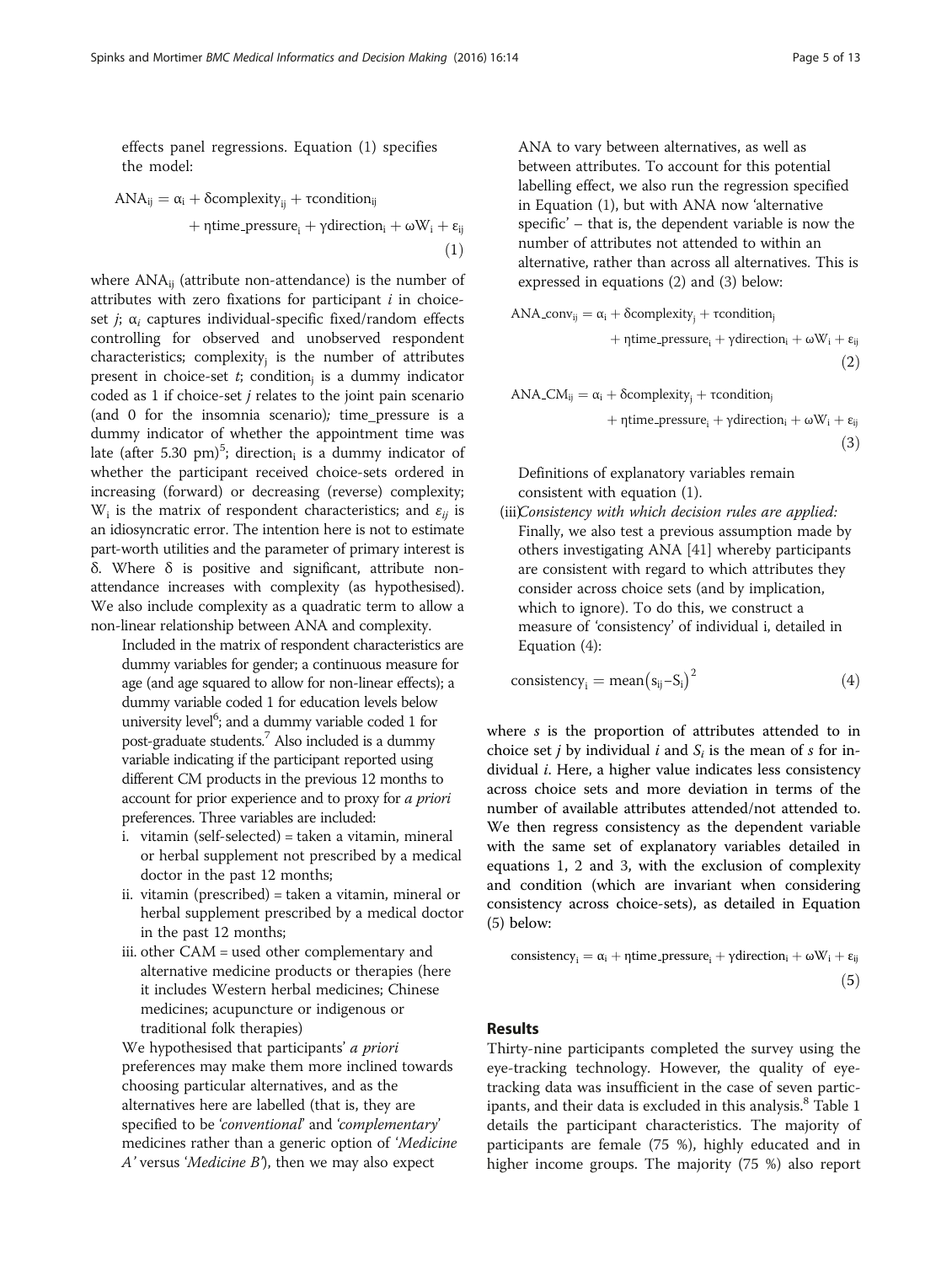effects panel regressions. Equation (1) specifies the model:

$$\text{ANA}_{ij} = \alpha_i + \delta\text{complexity}_{ij} + \tau\text{condition}_{ij} + \eta\text{time\_pressure}_i + \gamma\text{direction}_i + \omega W_i + \varepsilon_{ij} \quad (1)$$

where $\text{ANA}_{ij}$ (attribute non-attendance) is the number of attributes with zero fixations for participant $i$ in choice-set $j$; $\alpha_i$ captures individual-specific fixed/random effects controlling for observed and unobserved respondent characteristics; $\text{complexity}_j$ is the number of attributes present in choice-set $t$; $\text{condition}_j$ is a dummy indicator coded as 1 if choice-set $j$ relates to the joint pain scenario (and 0 for the insomnia scenario); time_pressure is a dummy indicator of whether the appointment time was late (after 5.30 pm)[5]; $\text{direction}_i$ is a dummy indicator of whether the participant received choice-sets ordered in increasing (forward) or decreasing (reverse) complexity; $W_i$ is the matrix of respondent characteristics; and $\varepsilon_{ij}$ is an idiosyncratic error. The intention here is not to estimate part-worth utilities and the parameter of primary interest is δ. Where δ is positive and significant, attribute non-attendance increases with complexity (as hypothesised). We also include complexity as a quadratic term to allow a non-linear relationship between ANA and complexity.

Included in the matrix of respondent characteristics are dummy variables for gender; a continuous measure for age (and age squared to allow for non-linear effects); a dummy variable coded 1 for education levels below university level[6]; and a dummy variable coded 1 for post-graduate students.[7] Also included is a dummy variable indicating if the participant reported using different CM products in the previous 12 months to account for prior experience and to proxy for *a priori* preferences. Three variables are included:

i. vitamin (self-selected) = taken a vitamin, mineral or herbal supplement not prescribed by a medical doctor in the past 12 months;
ii. vitamin (prescribed) = taken a vitamin, mineral or herbal supplement prescribed by a medical doctor in the past 12 months;
iii. other CAM = used other complementary and alternative medicine products or therapies (here it includes Western herbal medicines; Chinese medicines; acupuncture or indigenous or traditional folk therapies)

We hypothesised that participants' *a priori* preferences may make them more inclined towards choosing particular alternatives, and as the alternatives here are labelled (that is, they are specified to be *'conventional'* and *'complementary'* medicines rather than a generic option of *'Medicine A'* versus *'Medicine B'*), then we may also expect ANA to vary between alternatives, as well as between attributes. To account for this potential labelling effect, we also run the regression specified in Equation (1), but with ANA now 'alternative specific' – that is, the dependent variable is now the number of attributes not attended to within an alternative, rather than across all alternatives. This is expressed in equations (2) and (3) below:

$$\text{ANA\_conv}_{ij} = \alpha_i + \delta\text{complexity}_j + \tau\text{condition}_j + \eta\text{time\_pressure}_i + \gamma\text{direction}_i + \omega W_i + \varepsilon_{ij} \quad (2)$$

$$\text{ANA\_CM}_{ij} = \alpha_i + \delta\text{complexity}_j + \tau\text{condition}_j + \eta\text{time\_pressure}_i + \gamma\text{direction}_i + \omega W_i + \varepsilon_{ij} \quad (3)$$

Definitions of explanatory variables remain consistent with equation (1).

(iii) *Consistency with which decision rules are applied:* Finally, we also test a previous assumption made by others investigating ANA [41] whereby participants are consistent with regard to which attributes they consider across choice sets (and by implication, which to ignore). To do this, we construct a measure of 'consistency' of individual i, detailed in Equation (4):

$$\text{consistency}_i = \text{mean}\left(s_{ij} - S_i\right)^2 \quad (4)$$

where $s$ is the proportion of attributes attended to in choice set $j$ by individual $i$ and $S_i$ is the mean of $s$ for individual $i$. Here, a higher value indicates less consistency across choice sets and more deviation in terms of the number of available attributes attended/not attended to. We then regress consistency as the dependent variable with the same set of explanatory variables detailed in equations 1, 2 and 3, with the exclusion of complexity and condition (which are invariant when considering consistency across choice-sets), as detailed in Equation (5) below:

$$\text{consistency}_i = \alpha_i + \eta\text{time\_pressure}_i + \gamma\text{direction}_i + \omega W_i + \varepsilon_{ij} \quad (5)$$

## Results

Thirty-nine participants completed the survey using the eye-tracking technology. However, the quality of eye-tracking data was insufficient in the case of seven participants, and their data is excluded in this analysis.[8] Table 1 details the participant characteristics. The majority of participants are female (75 %), highly educated and in higher income groups. The majority (75 %) also report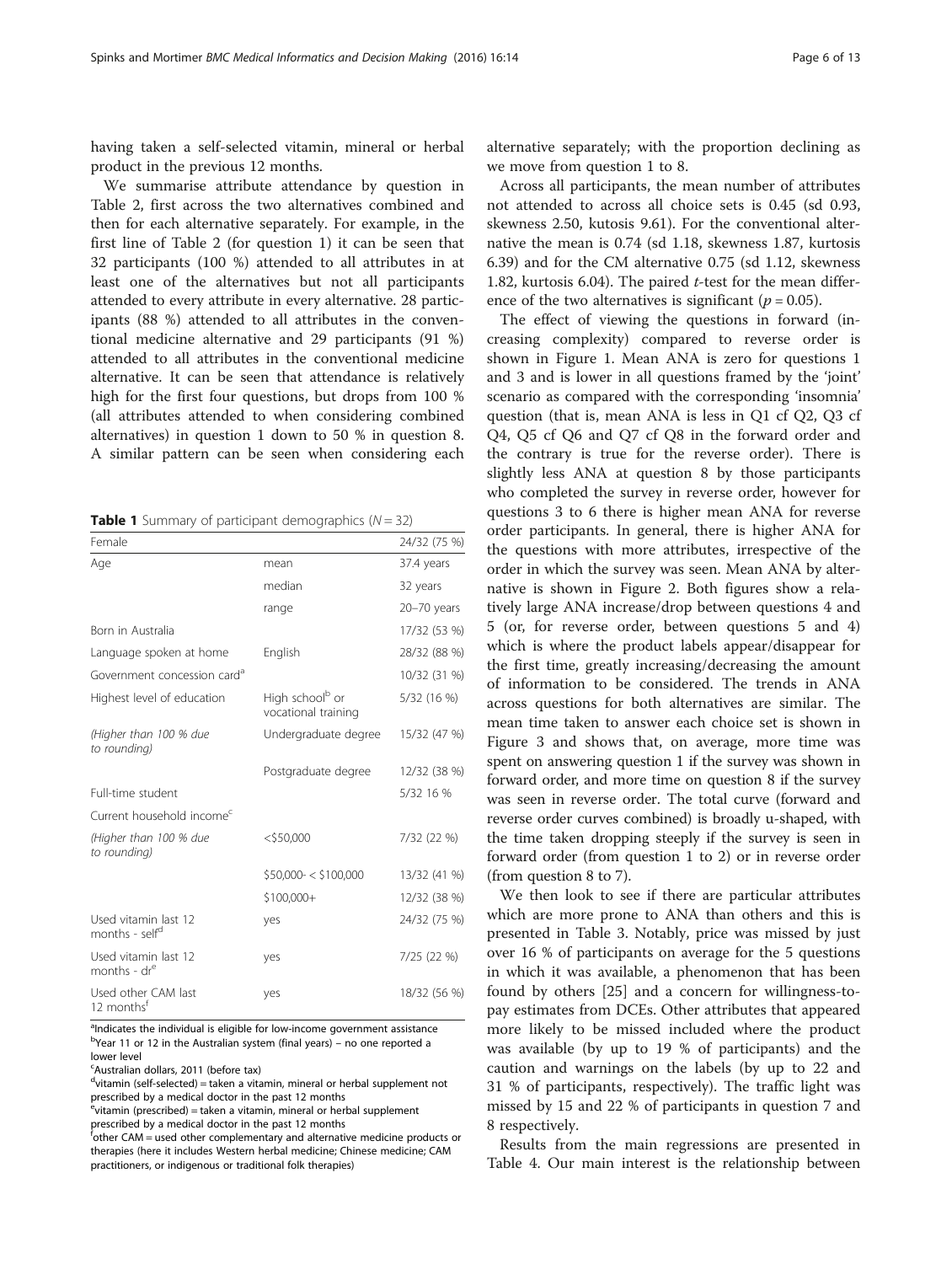having taken a self-selected vitamin, mineral or herbal product in the previous 12 months.

We summarise attribute attendance by question in Table 2, first across the two alternatives combined and then for each alternative separately. For example, in the first line of Table 2 (for question 1) it can be seen that 32 participants (100 %) attended to all attributes in at least one of the alternatives but not all participants attended to every attribute in every alternative. 28 participants (88 %) attended to all attributes in the conventional medicine alternative and 29 participants (91 %) attended to all attributes in the conventional medicine alternative. It can be seen that attendance is relatively high for the first four questions, but drops from 100 % (all attributes attended to when considering combined alternatives) in question 1 down to 50 % in question 8. A similar pattern can be seen when considering each alternative separately; with the proportion declining as we move from question 1 to 8.

**Table 1** Summary of participant demographics ($N = 32$)

| | | |
|---|---|---|
| Female | | 24/32 (75 %) |
| Age | mean | 37.4 years |
| | median | 32 years |
| | range | 20–70 years |
| Born in Australia | | 17/32 (53 %) |
| Language spoken at home | English | 28/32 (88 %) |
| Government concession card[a] | | 10/32 (31 %) |
| Highest level of education | High school[b] or vocational training | 5/32 (16 %) |
| *(Higher than 100 % due to rounding)* | Undergraduate degree | 15/32 (47 %) |
| | Postgraduate degree | 12/32 (38 %) |
| Full-time student | | 5/32 16 % |
| Current household income[c] | | |
| *(Higher than 100 % due to rounding)* | <$50,000 | 7/32 (22 %) |
| | $50,000- < $100,000 | 13/32 (41 %) |
| | $100,000+ | 12/32 (38 %) |
| Used vitamin last 12 months - self[d] | yes | 24/32 (75 %) |
| Used vitamin last 12 months - dr[e] | yes | 7/25 (22 %) |
| Used other CAM last 12 months[f] | yes | 18/32 (56 %) |

[a]Indicates the individual is eligible for low-income government assistance
[b]Year 11 or 12 in the Australian system (final years) – no one reported a lower level
[c]Australian dollars, 2011 (before tax)
[d]vitamin (self-selected) = taken a vitamin, mineral or herbal supplement not prescribed by a medical doctor in the past 12 months
[e]vitamin (prescribed) = taken a vitamin, mineral or herbal supplement prescribed by a medical doctor in the past 12 months
[f]other CAM = used other complementary and alternative medicine products or therapies (here it includes Western herbal medicine; Chinese medicine; CAM practitioners, or indigenous or traditional folk therapies)

Across all participants, the mean number of attributes not attended to across all choice sets is 0.45 (sd 0.93, skewness 2.50, kutosis 9.61). For the conventional alternative the mean is 0.74 (sd 1.18, skewness 1.87, kurtosis 6.39) and for the CM alternative 0.75 (sd 1.12, skewness 1.82, kurtosis 6.04). The paired *t*-test for the mean difference of the two alternatives is significant ($p = 0.05$).

The effect of viewing the questions in forward (increasing complexity) compared to reverse order is shown in Figure 1. Mean ANA is zero for questions 1 and 3 and is lower in all questions framed by the 'joint' scenario as compared with the corresponding 'insomnia' question (that is, mean ANA is less in Q1 cf Q2, Q3 cf Q4, Q5 cf Q6 and Q7 cf Q8 in the forward order and the contrary is true for the reverse order). There is slightly less ANA at question 8 by those participants who completed the survey in reverse order, however for questions 3 to 6 there is higher mean ANA for reverse order participants. In general, there is higher ANA for the questions with more attributes, irrespective of the order in which the survey was seen. Mean ANA by alternative is shown in Figure 2. Both figures show a relatively large ANA increase/drop between questions 4 and 5 (or, for reverse order, between questions 5 and 4) which is where the product labels appear/disappear for the first time, greatly increasing/decreasing the amount of information to be considered. The trends in ANA across questions for both alternatives are similar. The mean time taken to answer each choice set is shown in Figure 3 and shows that, on average, more time was spent on answering question 1 if the survey was shown in forward order, and more time on question 8 if the survey was seen in reverse order. The total curve (forward and reverse order curves combined) is broadly u-shaped, with the time taken dropping steeply if the survey is seen in forward order (from question 1 to 2) or in reverse order (from question 8 to 7).

We then look to see if there are particular attributes which are more prone to ANA than others and this is presented in Table 3. Notably, price was missed by just over 16 % of participants on average for the 5 questions in which it was available, a phenomenon that has been found by others [25] and a concern for willingness-to-pay estimates from DCEs. Other attributes that appeared more likely to be missed included where the product was available (by up to 19 % of participants) and the caution and warnings on the labels (by up to 22 and 31 % of participants, respectively). The traffic light was missed by 15 and 22 % of participants in question 7 and 8 respectively.

Results from the main regressions are presented in Table 4. Our main interest is the relationship between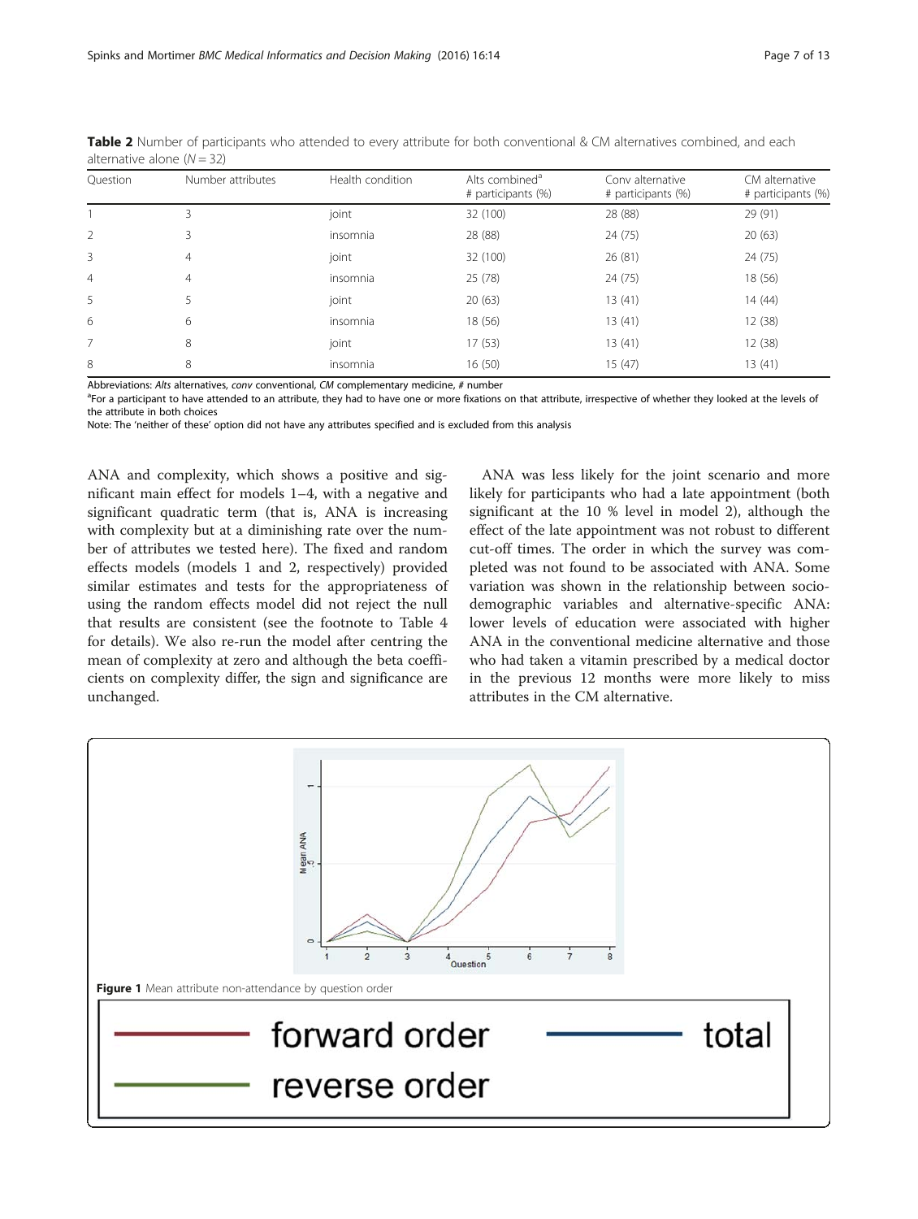**Table 2** Number of participants who attended to every attribute for both conventional & CM alternatives combined, and each alternative alone ($N = 32$)

| Question | Number attributes | Health condition | Alts combined[a] # participants (%) | Conv alternative # participants (%) | CM alternative # participants (%) |
|---|---|---|---|---|---|
| 1 | 3 | joint | 32 (100) | 28 (88) | 29 (91) |
| 2 | 3 | insomnia | 28 (88) | 24 (75) | 20 (63) |
| 3 | 4 | joint | 32 (100) | 26 (81) | 24 (75) |
| 4 | 4 | insomnia | 25 (78) | 24 (75) | 18 (56) |
| 5 | 5 | joint | 20 (63) | 13 (41) | 14 (44) |
| 6 | 6 | insomnia | 18 (56) | 13 (41) | 12 (38) |
| 7 | 8 | joint | 17 (53) | 13 (41) | 12 (38) |
| 8 | 8 | insomnia | 16 (50) | 15 (47) | 13 (41) |

Abbreviations: *Alts* alternatives, *conv* conventional, *CM* complementary medicine, # number

[a]For a participant to have attended to an attribute, they had to have one or more fixations on that attribute, irrespective of whether they looked at the levels of the attribute in both choices

Note: The 'neither of these' option did not have any attributes specified and is excluded from this analysis

ANA and complexity, which shows a positive and significant main effect for models 1–4, with a negative and significant quadratic term (that is, ANA is increasing with complexity but at a diminishing rate over the number of attributes we tested here). The fixed and random effects models (models 1 and 2, respectively) provided similar estimates and tests for the appropriateness of using the random effects model did not reject the null that results are consistent (see the footnote to Table 4 for details). We also re-run the model after centring the mean of complexity at zero and although the beta coefficients on complexity differ, the sign and significance are unchanged.

ANA was less likely for the joint scenario and more likely for participants who had a late appointment (both significant at the 10 % level in model 2), although the effect of the late appointment was not robust to different cut-off times. The order in which the survey was completed was not found to be associated with ANA. Some variation was shown in the relationship between sociodemographic variables and alternative-specific ANA: lower levels of education were associated with higher ANA in the conventional medicine alternative and those who had taken a vitamin prescribed by a medical doctor in the previous 12 months were more likely to miss attributes in the CM alternative.

**Figure 1** Mean attribute non-attendance by question order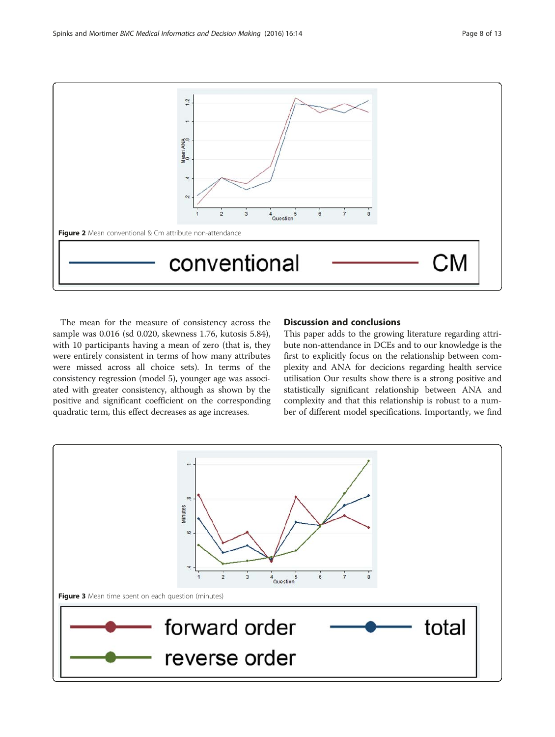Figure 2 Mean conventional & Cm attribute non-attendance

Figure 3 Mean time spent on each question (minutes)

The mean for the measure of consistency across the sample was 0.016 (sd 0.020, skewness 1.76, kutosis 5.84), with 10 participants having a mean of zero (that is, they were entirely consistent in terms of how many attributes were missed across all choice sets). In terms of the consistency regression (model 5), younger age was associated with greater consistency, although as shown by the positive and significant coefficient on the corresponding quadratic term, this effect decreases as age increases.

## Discussion and conclusions

This paper adds to the growing literature regarding attribute non-attendance in DCEs and to our knowledge is the first to explicitly focus on the relationship between complexity and ANA for decicions regarding health service utilisation Our results show there is a strong positive and statistically significant relationship between ANA and complexity and that this relationship is robust to a number of different model specifications. Importantly, we find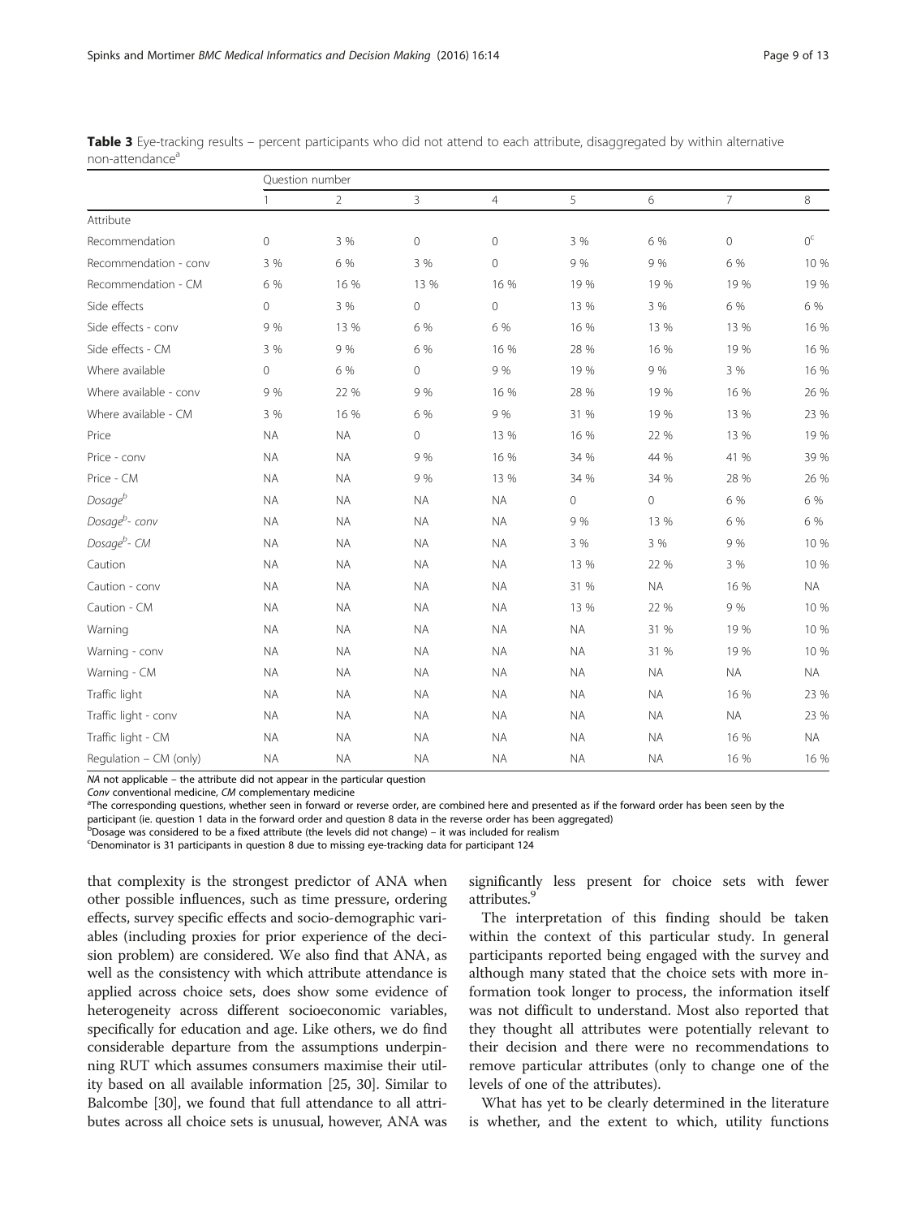**Table 3** Eye-tracking results – percent participants who did not attend to each attribute, disaggregated by within alternative non-attendance[a]

| | Question number | | | | | | | |
|---|---|---|---|---|---|---|---|---|
| | 1 | 2 | 3 | 4 | 5 | 6 | 7 | 8 |
| Attribute | | | | | | | | |
| Recommendation | 0 | 3 % | 0 | 0 | 3 % | 6 % | 0 | 0[c] |
| Recommendation - conv | 3 % | 6 % | 3 % | 0 | 9 % | 9 % | 6 % | 10 % |
| Recommendation - CM | 6 % | 16 % | 13 % | 16 % | 19 % | 19 % | 19 % | 19 % |
| Side effects | 0 | 3 % | 0 | 0 | 13 % | 3 % | 6 % | 6 % |
| Side effects - conv | 9 % | 13 % | 6 % | 6 % | 16 % | 13 % | 13 % | 16 % |
| Side effects - CM | 3 % | 9 % | 6 % | 16 % | 28 % | 16 % | 19 % | 16 % |
| Where available | 0 | 6 % | 0 | 9 % | 19 % | 9 % | 3 % | 16 % |
| Where available - conv | 9 % | 22 % | 9 % | 16 % | 28 % | 19 % | 16 % | 26 % |
| Where available - CM | 3 % | 16 % | 6 % | 9 % | 31 % | 19 % | 13 % | 23 % |
| Price | NA | NA | 0 | 13 % | 16 % | 22 % | 13 % | 19 % |
| Price - conv | NA | NA | 9 % | 16 % | 34 % | 44 % | 41 % | 39 % |
| Price - CM | NA | NA | 9 % | 13 % | 34 % | 34 % | 28 % | 26 % |
| *Dosage*[b] | NA | NA | NA | NA | 0 | 0 | 6 % | 6 % |
| *Dosage*[b]*- conv* | NA | NA | NA | NA | 9 % | 13 % | 6 % | 6 % |
| *Dosage*[b]*- CM* | NA | NA | NA | NA | 3 % | 3 % | 9 % | 10 % |
| Caution | NA | NA | NA | NA | 13 % | 22 % | 3 % | 10 % |
| Caution - conv | NA | NA | NA | NA | 31 % | NA | 16 % | NA |
| Caution - CM | NA | NA | NA | NA | 13 % | 22 % | 9 % | 10 % |
| Warning | NA | NA | NA | NA | NA | 31 % | 19 % | 10 % |
| Warning - conv | NA | NA | NA | NA | NA | 31 % | 19 % | 10 % |
| Warning - CM | NA | NA | NA | NA | NA | NA | NA | NA |
| Traffic light | NA | NA | NA | NA | NA | NA | 16 % | 23 % |
| Traffic light - conv | NA | NA | NA | NA | NA | NA | NA | 23 % |
| Traffic light - CM | NA | NA | NA | NA | NA | NA | 16 % | NA |
| Regulation – CM (only) | NA | NA | NA | NA | NA | NA | 16 % | 16 % |

*NA* not applicable – the attribute did not appear in the particular question

*Conv* conventional medicine, *CM* complementary medicine

[a]The corresponding questions, whether seen in forward or reverse order, are combined here and presented as if the forward order has been seen by the participant (ie. question 1 data in the forward order and question 8 data in the reverse order has been aggregated)

[b]Dosage was considered to be a fixed attribute (the levels did not change) – it was included for realism

[c]Denominator is 31 participants in question 8 due to missing eye-tracking data for participant 124

that complexity is the strongest predictor of ANA when other possible influences, such as time pressure, ordering effects, survey specific effects and socio-demographic variables (including proxies for prior experience of the decision problem) are considered. We also find that ANA, as well as the consistency with which attribute attendance is applied across choice sets, does show some evidence of heterogeneity across different socioeconomic variables, specifically for education and age. Like others, we do find considerable departure from the assumptions underpinning RUT which assumes consumers maximise their utility based on all available information [25, 30]. Similar to Balcombe [30], we found that full attendance to all attributes across all choice sets is unusual, however, ANA was significantly less present for choice sets with fewer attributes.[9]

The interpretation of this finding should be taken within the context of this particular study. In general participants reported being engaged with the survey and although many stated that the choice sets with more information took longer to process, the information itself was not difficult to understand. Most also reported that they thought all attributes were potentially relevant to their decision and there were no recommendations to remove particular attributes (only to change one of the levels of one of the attributes).

What has yet to be clearly determined in the literature is whether, and the extent to which, utility functions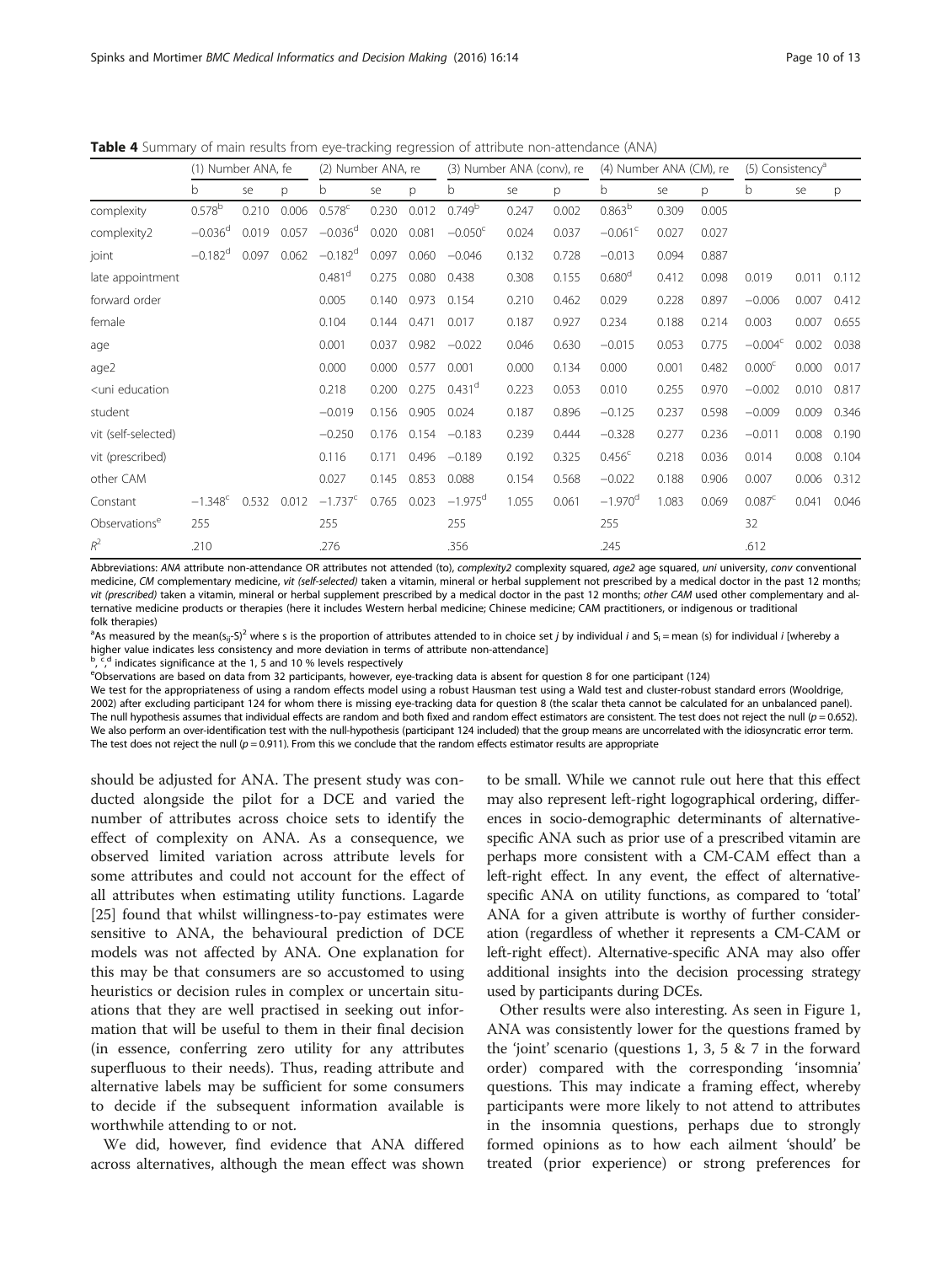**Table 4** Summary of main results from eye-tracking regression of attribute non-attendance (ANA)

| | (1) Number ANA, fe | | | (2) Number ANA, re | | | (3) Number ANA (conv), re | | | (4) Number ANA (CM), re | | | (5) Consistency[a] | | |
|---|---|---|---|---|---|---|---|---|---|---|---|---|---|---|---|
| | b | se | p | b | se | p | b | se | p | b | se | p | b | se | p |
| complexity | 0.578[b] | 0.210 | 0.006 | 0.578[c] | 0.230 | 0.012 | 0.749[b] | 0.247 | 0.002 | 0.863[b] | 0.309 | 0.005 | | | |
| complexity2 | −0.036[d] | 0.019 | 0.057 | −0.036[d] | 0.020 | 0.081 | −0.050[c] | 0.024 | 0.037 | −0.061[c] | 0.027 | 0.027 | | | |
| joint | −0.182[d] | 0.097 | 0.062 | −0.182[d] | 0.097 | 0.060 | −0.046 | 0.132 | 0.728 | −0.013 | 0.094 | 0.887 | | | |
| late appointment | | | | 0.481[d] | 0.275 | 0.080 | 0.438 | 0.308 | 0.155 | 0.680[d] | 0.412 | 0.098 | 0.019 | 0.011 | 0.112 |
| forward order | | | | 0.005 | 0.140 | 0.973 | 0.154 | 0.210 | 0.462 | 0.029 | 0.228 | 0.897 | −0.006 | 0.007 | 0.412 |
| female | | | | 0.104 | 0.144 | 0.471 | 0.017 | 0.187 | 0.927 | 0.234 | 0.188 | 0.214 | 0.003 | 0.007 | 0.655 |
| age | | | | 0.001 | 0.037 | 0.982 | −0.022 | 0.046 | 0.630 | −0.015 | 0.053 | 0.775 | −0.004[c] | 0.002 | 0.038 |
| age2 | | | | 0.000 | 0.000 | 0.577 | 0.001 | 0.000 | 0.134 | 0.000 | 0.001 | 0.482 | 0.000[c] | 0.000 | 0.017 |
| <uni education | | | | 0.218 | 0.200 | 0.275 | 0.431[d] | 0.223 | 0.053 | 0.010 | 0.255 | 0.970 | −0.002 | 0.010 | 0.817 |
| student | | | | −0.019 | 0.156 | 0.905 | 0.024 | 0.187 | 0.896 | −0.125 | 0.237 | 0.598 | −0.009 | 0.009 | 0.346 |
| vit (self-selected) | | | | −0.250 | 0.176 | 0.154 | −0.183 | 0.239 | 0.444 | −0.328 | 0.277 | 0.236 | −0.011 | 0.008 | 0.190 |
| vit (prescribed) | | | | 0.116 | 0.171 | 0.496 | −0.189 | 0.192 | 0.325 | 0.456[c] | 0.218 | 0.036 | 0.014 | 0.008 | 0.104 |
| other CAM | | | | 0.027 | 0.145 | 0.853 | 0.088 | 0.154 | 0.568 | −0.022 | 0.188 | 0.906 | 0.007 | 0.006 | 0.312 |
| Constant | −1.348[c] | 0.532 | 0.012 | −1.737[c] | 0.765 | 0.023 | −1.975[d] | 1.055 | 0.061 | −1.970[d] | 1.083 | 0.069 | 0.087[c] | 0.041 | 0.046 |
| Observations[e] | 255 | | | 255 | | | 255 | | | 255 | | | 32 | | |
| $R^2$ | .210 | | | .276 | | | .356 | | | .245 | | | .612 | | |

Abbreviations: *ANA* attribute non-attendance OR attributes not attended (to), *complexity2* complexity squared, *age2* age squared, *uni* university, *conv* conventional medicine, *CM* complementary medicine, *vit (self-selected)* taken a vitamin, mineral or herbal supplement not prescribed by a medical doctor in the past 12 months; *vit (prescribed)* taken a vitamin, mineral or herbal supplement prescribed by a medical doctor in the past 12 months; *other CAM* used other complementary and alternative medicine products or therapies (here it includes Western herbal medicine; Chinese medicine; CAM practitioners, or indigenous or traditional folk therapies)

[a]As measured by the mean$(s_{ij}\text{-}S)^2$ where s is the proportion of attributes attended to in choice set *j* by individual *i* and $S_i$ = mean (s) for individual *i* [whereby a higher value indicates less consistency and more deviation in terms of attribute non-attendance]

[b], [c], [d] indicates significance at the 1, 5 and 10 % levels respectively

[e]Observations are based on data from 32 participants, however, eye-tracking data is absent for question 8 for one participant (124)

We test for the appropriateness of using a random effects model using a robust Hausman test using a Wald test and cluster-robust standard errors (Wooldrige, 2002) after excluding participant 124 for whom there is missing eye-tracking data for question 8 (the scalar theta cannot be calculated for an unbalanced panel). The null hypothesis assumes that individual effects are random and both fixed and random effect estimators are consistent. The test does not reject the null ($p$ = 0.652). We also perform an over-identification test with the null-hypothesis (participant 124 included) that the group means are uncorrelated with the idiosyncratic error term. The test does not reject the null ($p$ = 0.911). From this we conclude that the random effects estimator results are appropriate

should be adjusted for ANA. The present study was conducted alongside the pilot for a DCE and varied the number of attributes across choice sets to identify the effect of complexity on ANA. As a consequence, we observed limited variation across attribute levels for some attributes and could not account for the effect of all attributes when estimating utility functions. Lagarde [25] found that whilst willingness-to-pay estimates were sensitive to ANA, the behavioural prediction of DCE models was not affected by ANA. One explanation for this may be that consumers are so accustomed to using heuristics or decision rules in complex or uncertain situations that they are well practised in seeking out information that will be useful to them in their final decision (in essence, conferring zero utility for any attributes superfluous to their needs). Thus, reading attribute and alternative labels may be sufficient for some consumers to decide if the subsequent information available is worthwhile attending to or not.

We did, however, find evidence that ANA differed across alternatives, although the mean effect was shown to be small. While we cannot rule out here that this effect may also represent left-right logographical ordering, differences in socio-demographic determinants of alternative-specific ANA such as prior use of a prescribed vitamin are perhaps more consistent with a CM-CAM effect than a left-right effect. In any event, the effect of alternative-specific ANA on utility functions, as compared to 'total' ANA for a given attribute is worthy of further consideration (regardless of whether it represents a CM-CAM or left-right effect). Alternative-specific ANA may also offer additional insights into the decision processing strategy used by participants during DCEs.

Other results were also interesting. As seen in Figure 1, ANA was consistently lower for the questions framed by the 'joint' scenario (questions 1, 3, 5 & 7 in the forward order) compared with the corresponding 'insomnia' questions. This may indicate a framing effect, whereby participants were more likely to not attend to attributes in the insomnia questions, perhaps due to strongly formed opinions as to how each ailment 'should' be treated (prior experience) or strong preferences for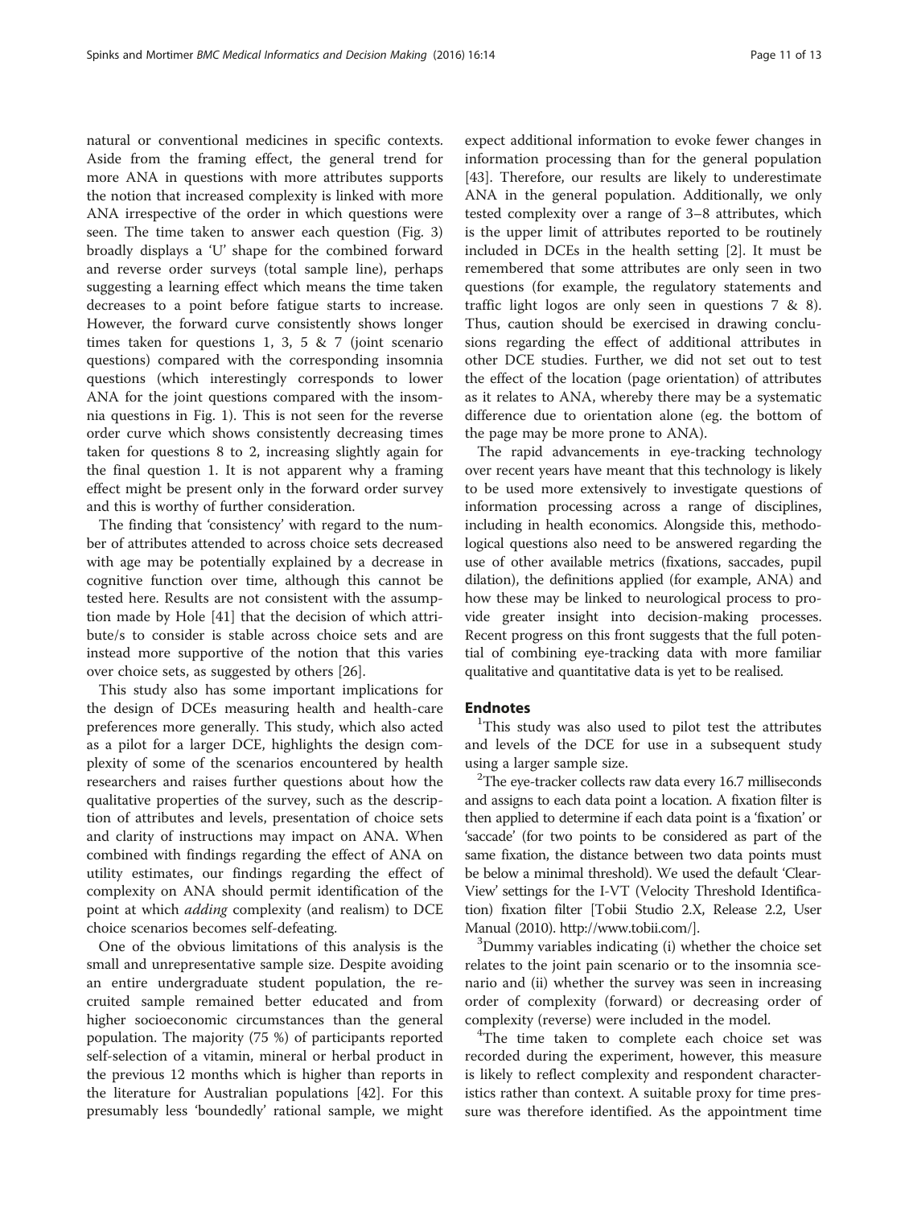natural or conventional medicines in specific contexts. Aside from the framing effect, the general trend for more ANA in questions with more attributes supports the notion that increased complexity is linked with more ANA irrespective of the order in which questions were seen. The time taken to answer each question (Fig. 3) broadly displays a 'U' shape for the combined forward and reverse order surveys (total sample line), perhaps suggesting a learning effect which means the time taken decreases to a point before fatigue starts to increase. However, the forward curve consistently shows longer times taken for questions 1, 3, 5 & 7 (joint scenario questions) compared with the corresponding insomnia questions (which interestingly corresponds to lower ANA for the joint questions compared with the insomnia questions in Fig. 1). This is not seen for the reverse order curve which shows consistently decreasing times taken for questions 8 to 2, increasing slightly again for the final question 1. It is not apparent why a framing effect might be present only in the forward order survey and this is worthy of further consideration.

The finding that 'consistency' with regard to the number of attributes attended to across choice sets decreased with age may be potentially explained by a decrease in cognitive function over time, although this cannot be tested here. Results are not consistent with the assumption made by Hole [41] that the decision of which attribute/s to consider is stable across choice sets and are instead more supportive of the notion that this varies over choice sets, as suggested by others [26].

This study also has some important implications for the design of DCEs measuring health and health-care preferences more generally. This study, which also acted as a pilot for a larger DCE, highlights the design complexity of some of the scenarios encountered by health researchers and raises further questions about how the qualitative properties of the survey, such as the description of attributes and levels, presentation of choice sets and clarity of instructions may impact on ANA. When combined with findings regarding the effect of ANA on utility estimates, our findings regarding the effect of complexity on ANA should permit identification of the point at which *adding* complexity (and realism) to DCE choice scenarios becomes self-defeating.

One of the obvious limitations of this analysis is the small and unrepresentative sample size. Despite avoiding an entire undergraduate student population, the recruited sample remained better educated and from higher socioeconomic circumstances than the general population. The majority (75 %) of participants reported self-selection of a vitamin, mineral or herbal product in the previous 12 months which is higher than reports in the literature for Australian populations [42]. For this presumably less 'boundedly' rational sample, we might expect additional information to evoke fewer changes in information processing than for the general population [43]. Therefore, our results are likely to underestimate ANA in the general population. Additionally, we only tested complexity over a range of 3–8 attributes, which is the upper limit of attributes reported to be routinely included in DCEs in the health setting [2]. It must be remembered that some attributes are only seen in two questions (for example, the regulatory statements and traffic light logos are only seen in questions 7 & 8). Thus, caution should be exercised in drawing conclusions regarding the effect of additional attributes in other DCE studies. Further, we did not set out to test the effect of the location (page orientation) of attributes as it relates to ANA, whereby there may be a systematic difference due to orientation alone (eg. the bottom of the page may be more prone to ANA).

The rapid advancements in eye-tracking technology over recent years have meant that this technology is likely to be used more extensively to investigate questions of information processing across a range of disciplines, including in health economics. Alongside this, methodological questions also need to be answered regarding the use of other available metrics (fixations, saccades, pupil dilation), the definitions applied (for example, ANA) and how these may be linked to neurological process to provide greater insight into decision-making processes. Recent progress on this front suggests that the full potential of combining eye-tracking data with more familiar qualitative and quantitative data is yet to be realised.

## Endnotes

[1]This study was also used to pilot test the attributes and levels of the DCE for use in a subsequent study using a larger sample size.

[2]The eye-tracker collects raw data every 16.7 milliseconds and assigns to each data point a location. A fixation filter is then applied to determine if each data point is a 'fixation' or 'saccade' (for two points to be considered as part of the same fixation, the distance between two data points must be below a minimal threshold). We used the default 'Clear-View' settings for the I-VT (Velocity Threshold Identification) fixation filter [Tobii Studio 2.X, Release 2.2, User Manual (2010). http://www.tobii.com/].

[3]Dummy variables indicating (i) whether the choice set relates to the joint pain scenario or to the insomnia scenario and (ii) whether the survey was seen in increasing order of complexity (forward) or decreasing order of complexity (reverse) were included in the model.

[4]The time taken to complete each choice set was recorded during the experiment, however, this measure is likely to reflect complexity and respondent characteristics rather than context. A suitable proxy for time pressure was therefore identified. As the appointment time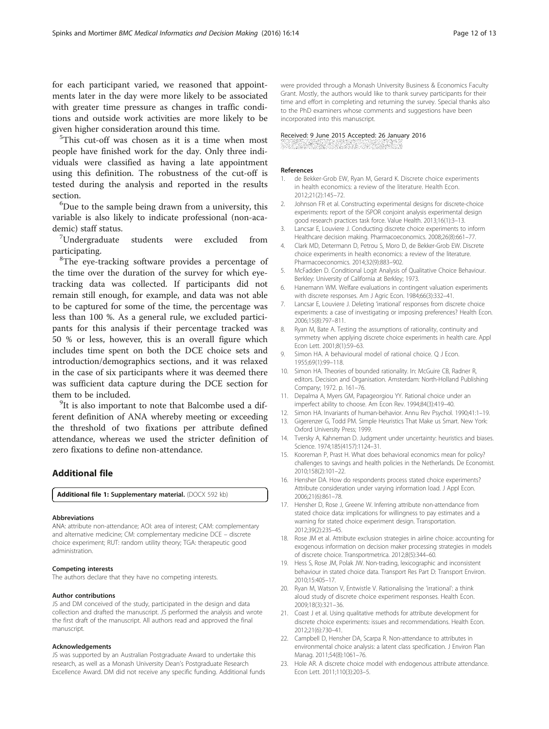for each participant varied, we reasoned that appointments later in the day were more likely to be associated with greater time pressure as changes in traffic conditions and outside work activities are more likely to be given higher consideration around this time.

[5]This cut-off was chosen as it is a time when most people have finished work for the day. Only three individuals were classified as having a late appointment using this definition. The robustness of the cut-off is tested during the analysis and reported in the results section.

[6]Due to the sample being drawn from a university, this variable is also likely to indicate professional (non-academic) staff status.

[7]Undergraduate students were excluded from participating.

[8]The eye-tracking software provides a percentage of the time over the duration of the survey for which eye-tracking data was collected. If participants did not remain still enough, for example, and data was not able to be captured for some of the time, the percentage was less than 100 %. As a general rule, we excluded participants for this analysis if their percentage tracked was 50 % or less, however, this is an overall figure which includes time spent on both the DCE choice sets and introduction/demographics sections, and it was relaxed in the case of six participants where it was deemed there was sufficient data capture during the DCE section for them to be included.

[9]It is also important to note that Balcombe used a different definition of ANA whereby meeting or exceeding the threshold of two fixations per attribute defined attendance, whereas we used the stricter definition of zero fixations to define non-attendance.

## Additional file

**Additional file 1: Supplementary material.** (DOCX 592 kb)

#### Abbreviations

ANA: attribute non-attendance; AOI: area of interest; CAM: complementary and alternative medicine; CM: complementary medicine DCE – discrete choice experiment; RUT: random utility theory; TGA: therapeutic good administration.

#### Competing interests

The authors declare that they have no competing interests.

#### Author contributions

JS and DM conceived of the study, participated in the design and data collection and drafted the manuscript. JS performed the analysis and wrote the first draft of the manuscript. All authors read and approved the final manuscript.

#### Acknowledgements

JS was supported by an Australian Postgraduate Award to undertake this research, as well as a Monash University Dean's Postgraduate Research Excellence Award. DM did not receive any specific funding. Additional funds were provided through a Monash University Business & Economics Faculty Grant. Mostly, the authors would like to thank survey participants for their time and effort in completing and returning the survey. Special thanks also to the PhD examiners whose comments and suggestions have been incorporated into this manuscript.

Received: 9 June 2015 Accepted: 26 January 2016

#### References

1. de Bekker-Grob EW, Ryan M, Gerard K. Discrete choice experiments in health economics: a review of the literature. Health Econ. 2012;21(2):145–72.
2. Johnson FR et al. Constructing experimental designs for discrete-choice experiments: report of the ISPOR conjoint analysis experimental design good research practices task force. Value Health. 2013;16(1):3–13.
3. Lancsar E, Louviere J. Conducting discrete choice experiments to inform Healthcare decision making. Pharmacoeconomics. 2008;26(8):661–77.
4. Clark MD, Determann D, Petrou S, Moro D, de Bekker-Grob EW. Discrete choice experiments in health economics: a review of the literature. Pharmacoeconomics. 2014;32(9):883–902.
5. McFadden D. Conditional Logit Analysis of Qualitative Choice Behaviour. Berkley: University of California at Berkley; 1973.
6. Hanemann WM. Welfare evaluations in contingent valuation experiments with discrete responses. Am J Agric Econ. 1984;66(3):332–41.
7. Lancsar E, Louviere J. Deleting 'irrational' responses from discrete choice experiments: a case of investigating or imposing preferences? Health Econ. 2006;15(8):797–811.
8. Ryan M, Bate A. Testing the assumptions of rationality, continuity and symmetry when applying discrete choice experiments in health care. Appl Econ Lett. 2001;8(1):59–63.
9. Simon HA. A behavioural model of rational choice. Q J Econ. 1955;69(1):99–118.
10. Simon HA. Theories of bounded rationality. In: McGuire CB, Radner R, editors. Decision and Organisation. Amsterdam: North-Holland Publishing Company; 1972. p. 161–76.
11. Depalma A, Myers GM, Papageorgiou YY. Rational choice under an imperfect ability to choose. Am Econ Rev. 1994;84(3):419–40.
12. Simon HA. Invariants of human-behavior. Annu Rev Psychol. 1990;41:1–19.
13. Gigerenzer G, Todd PM. Simple Heuristics That Make us Smart. New York: Oxford University Press; 1999.
14. Tversky A, Kahneman D. Judgment under uncertainty: heuristics and biases. Science. 1974;185(4157):1124–31.
15. Kooreman P, Prast H. What does behavioral economics mean for policy? challenges to savings and health policies in the Netherlands. De Economist. 2010;158(2):101–22.
16. Hensher DA. How do respondents process stated choice experiments? Attribute consideration under varying information load. J Appl Econ. 2006;21(6):861–78.
17. Hensher D, Rose J, Greene W. Inferring attribute non-attendance from stated choice data: implications for willingness to pay estimates and a warning for stated choice experiment design. Transportation. 2012;39(2):235–45.
18. Rose JM et al. Attribute exclusion strategies in airline choice: accounting for exogenous information on decision maker processing strategies in models of discrete choice. Transportmetrica. 2012;8(5):344–60.
19. Hess S, Rose JM, Polak JW. Non-trading, lexicographic and inconsistent behaviour in stated choice data. Transport Res Part D: Transport Environ. 2010;15:405–17.
20. Ryan M, Watson V, Entwistle V. Rationalising the 'irrational': a think aloud study of discrete choice experiment responses. Health Econ. 2009;18(3):321–36.
21. Coast J et al. Using qualitative methods for attribute development for discrete choice experiments: issues and recommendations. Health Econ. 2012;21(6):730–41.
22. Campbell D, Hensher DA, Scarpa R. Non-attendance to attributes in environmental choice analysis: a latent class specification. J Environ Plan Manag. 2011;54(8):1061–76.
23. Hole AR. A discrete choice model with endogenous attribute attendance. Econ Lett. 2011;110(3):203–5.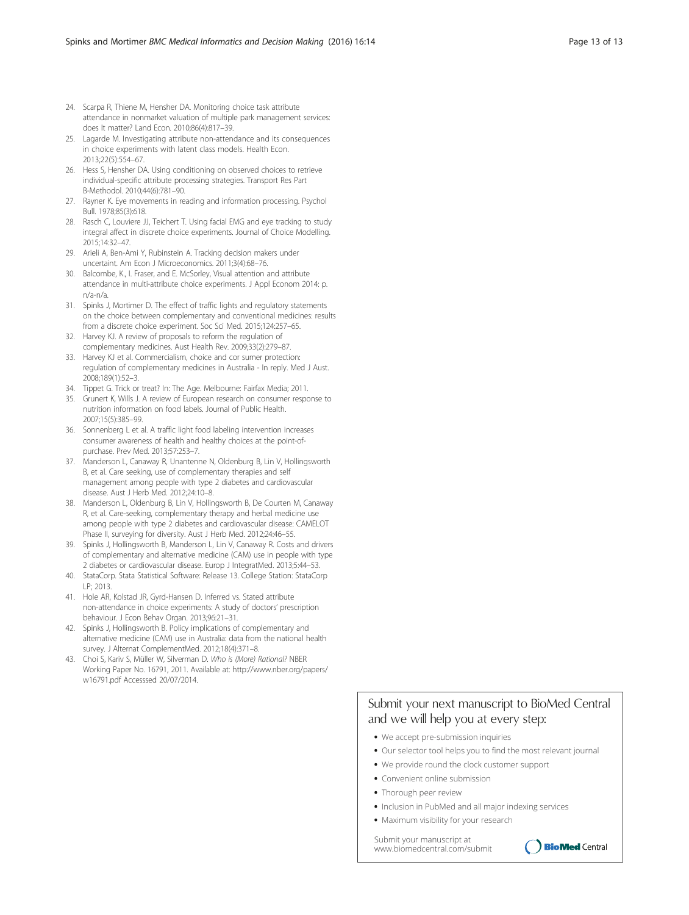24. Scarpa R, Thiene M, Hensher DA. Monitoring choice task attribute attendance in nonmarket valuation of multiple park management services: does It matter? Land Econ. 2010;86(4):817–39.
25. Lagarde M. Investigating attribute non-attendance and its consequences in choice experiments with latent class models. Health Econ. 2013;22(5):554–67.
26. Hess S, Hensher DA. Using conditioning on observed choices to retrieve individual-specific attribute processing strategies. Transport Res Part B-Methodol. 2010;44(6):781–90.
27. Rayner K. Eye movements in reading and information processing. Psychol Bull. 1978;85(3):618.
28. Rasch C, Louviere JJ, Teichert T. Using facial EMG and eye tracking to study integral affect in discrete choice experiments. Journal of Choice Modelling. 2015;14:32–47.
29. Arieli A, Ben-Ami Y, Rubinstein A. Tracking decision makers under uncertaint. Am Econ J Microeconomics. 2011;3(4):68–76.
30. Balcombe, K., I. Fraser, and E. McSorley, Visual attention and attribute attendance in multi-attribute choice experiments. J Appl Econom 2014: p. n/a-n/a.
31. Spinks J, Mortimer D. The effect of traffic lights and regulatory statements on the choice between complementary and conventional medicines: results from a discrete choice experiment. Soc Sci Med. 2015;124:257–65.
32. Harvey KJ. A review of proposals to reform the regulation of complementary medicines. Aust Health Rev. 2009;33(2):279–87.
33. Harvey KJ et al. Commercialism, choice and cor sumer protection: regulation of complementary medicines in Australia - In reply. Med J Aust. 2008;189(1):52–3.
34. Tippet G. Trick or treat? In: The Age. Melbourne: Fairfax Media; 2011.
35. Grunert K, Wills J. A review of European research on consumer response to nutrition information on food labels. Journal of Public Health. 2007;15(5):385–99.
36. Sonnenberg L et al. A traffic light food labeling intervention increases consumer awareness of health and healthy choices at the point-of-purchase. Prev Med. 2013;57:253–7.
37. Manderson L, Canaway R, Unantenne N, Oldenburg B, Lin V, Hollingsworth B, et al. Care seeking, use of complementary therapies and self management among people with type 2 diabetes and cardiovascular disease. Aust J Herb Med. 2012;24:10–8.
38. Manderson L, Oldenburg B, Lin V, Hollingsworth B, De Courten M, Canaway R, et al. Care-seeking, complementary therapy and herbal medicine use among people with type 2 diabetes and cardiovascular disease: CAMELOT Phase II, surveying for diversity. Aust J Herb Med. 2012;24:46–55.
39. Spinks J, Hollingsworth B, Manderson L, Lin V, Canaway R. Costs and drivers of complementary and alternative medicine (CAM) use in people with type 2 diabetes or cardiovascular disease. Europ J IntegratMed. 2013;5:44–53.
40. StataCorp. Stata Statistical Software: Release 13. College Station: StataCorp LP; 2013.
41. Hole AR, Kolstad JR, Gyrd-Hansen D. Inferred vs. Stated attribute non-attendance in choice experiments: A study of doctors' prescription behaviour. J Econ Behav Organ. 2013;96:21–31.
42. Spinks J, Hollingsworth B. Policy implications of complementary and alternative medicine (CAM) use in Australia: data from the national health survey. J Alternat ComplementMed. 2012;18(4):371–8.
43. Choi S, Kariv S, Müller W, Silverman D. *Who is (More) Rational?* NBER Working Paper No. 16791, 2011. Available at: http://www.nber.org/papers/w16791.pdf Accesssed 20/07/2014.

Submit your next manuscript to BioMed Central and we will help you at every step:

- We accept pre-submission inquiries
- Our selector tool helps you to find the most relevant journal
- We provide round the clock customer support
- Convenient online submission
- Thorough peer review
- Inclusion in PubMed and all major indexing services
- Maximum visibility for your research

Submit your manuscript at www.biomedcentral.com/submit

BioMed Central